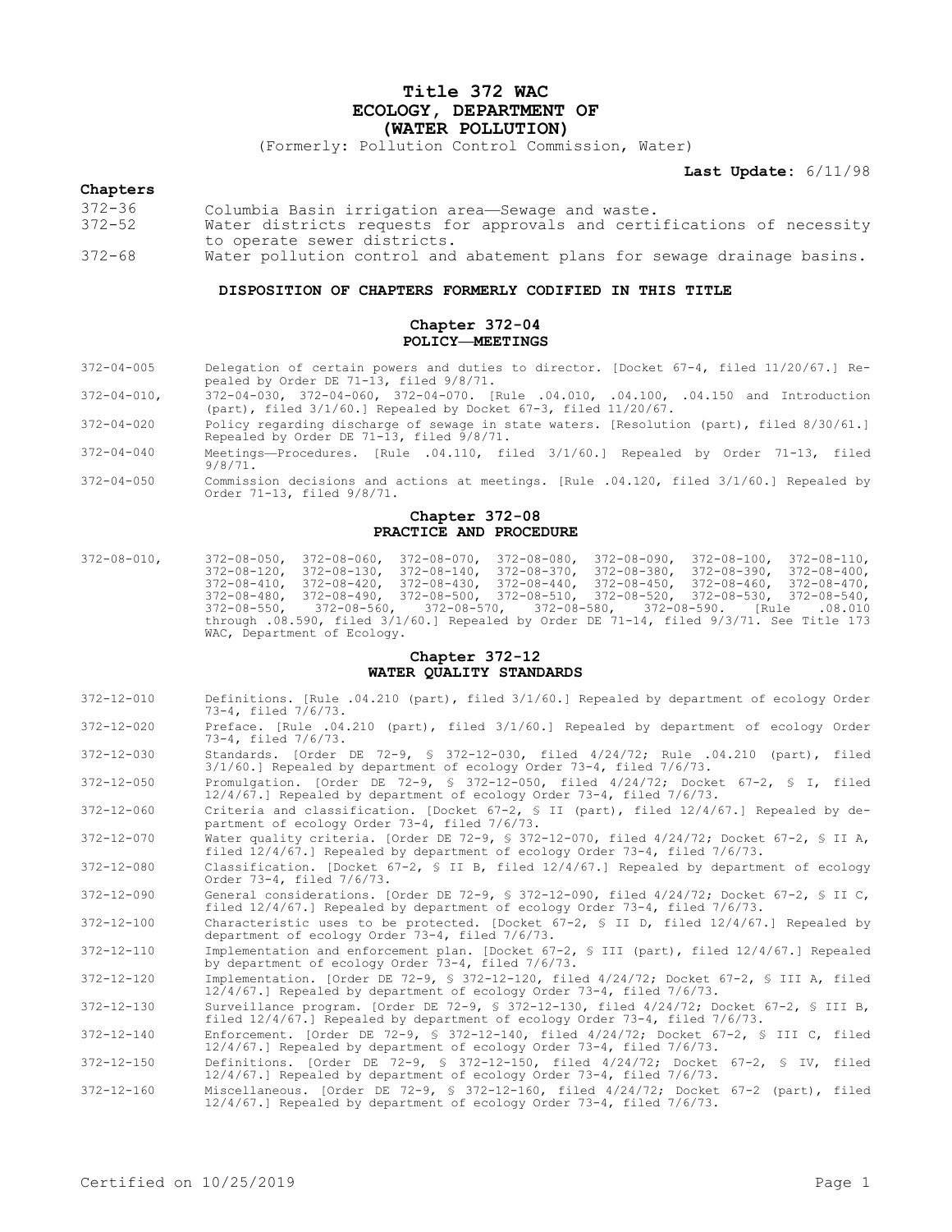# Title 372 WAC
# ECOLOGY, DEPARTMENT OF
# (WATER POLLUTION)

(Formerly: Pollution Control Commission, Water)

**Last Update:** 6/11/98

**Chapters**

372-36 Columbia Basin irrigation area—Sewage and waste.

372-52 Water districts requests for approvals and certifications of necessity to operate sewer districts.

372-68 Water pollution control and abatement plans for sewage drainage basins.

## DISPOSITION OF CHAPTERS FORMERLY CODIFIED IN THIS TITLE

### Chapter 372-04
### POLICY—MEETINGS

372-04-005 Delegation of certain powers and duties to director. [Docket 67-4, filed 11/20/67.] Repealed by Order DE 71-13, filed 9/8/71.

372-04-010, 372-04-030, 372-04-060, 372-04-070. [Rule .04.010, .04.100, .04.150 and Introduction (part), filed 3/1/60.] Repealed by Docket 67-3, filed 11/20/67.

372-04-020 Policy regarding discharge of sewage in state waters. [Resolution (part), filed 8/30/61.] Repealed by Order DE 71-13, filed 9/8/71.

372-04-040 Meetings—Procedures. [Rule .04.110, filed 3/1/60.] Repealed by Order 71-13, filed 9/8/71.

372-04-050 Commission decisions and actions at meetings. [Rule .04.120, filed 3/1/60.] Repealed by Order 71-13, filed 9/8/71.

### Chapter 372-08
### PRACTICE AND PROCEDURE

372-08-010, 372-08-050, 372-08-060, 372-08-070, 372-08-080, 372-08-090, 372-08-100, 372-08-110, 372-08-120, 372-08-130, 372-08-140, 372-08-370, 372-08-380, 372-08-390, 372-08-400, 372-08-410, 372-08-420, 372-08-430, 372-08-440, 372-08-450, 372-08-460, 372-08-470, 372-08-480, 372-08-490, 372-08-500, 372-08-510, 372-08-520, 372-08-530, 372-08-540, 372-08-550, 372-08-560, 372-08-570, 372-08-580, 372-08-590. [Rule .08.010 through .08.590, filed 3/1/60.] Repealed by Order DE 71-14, filed 9/3/71. See Title 173 WAC, Department of Ecology.

### Chapter 372-12
### WATER QUALITY STANDARDS

372-12-010 Definitions. [Rule .04.210 (part), filed 3/1/60.] Repealed by department of ecology Order 73-4, filed 7/6/73.

372-12-020 Preface. [Rule .04.210 (part), filed 3/1/60.] Repealed by department of ecology Order 73-4, filed 7/6/73.

372-12-030 Standards. [Order DE 72-9, § 372-12-030, filed 4/24/72; Rule .04.210 (part), filed 3/1/60.] Repealed by department of ecology Order 73-4, filed 7/6/73.

372-12-050 Promulgation. [Order DE 72-9, § 372-12-050, filed 4/24/72; Docket 67-2, § I, filed 12/4/67.] Repealed by department of ecology Order 73-4, filed 7/6/73.

372-12-060 Criteria and classification. [Docket 67-2, § II (part), filed 12/4/67.] Repealed by department of ecology Order 73-4, filed 7/6/73.

372-12-070 Water quality criteria. [Order DE 72-9, § 372-12-070, filed 4/24/72; Docket 67-2, § II A, filed 12/4/67.] Repealed by department of ecology Order 73-4, filed 7/6/73.

372-12-080 Classification. [Docket 67-2, § II B, filed 12/4/67.] Repealed by department of ecology Order 73-4, filed 7/6/73.

372-12-090 General considerations. [Order DE 72-9, § 372-12-090, filed 4/24/72; Docket 67-2, § II C, filed 12/4/67.] Repealed by department of ecology Order 73-4, filed 7/6/73.

372-12-100 Characteristic uses to be protected. [Docket 67-2, § II D, filed 12/4/67.] Repealed by department of ecology Order 73-4, filed 7/6/73.

372-12-110 Implementation and enforcement plan. [Docket 67-2, § III (part), filed 12/4/67.] Repealed by department of ecology Order 73-4, filed 7/6/73.

372-12-120 Implementation. [Order DE 72-9, § 372-12-120, filed 4/24/72; Docket 67-2, § III A, filed 12/4/67.] Repealed by department of ecology Order 73-4, filed 7/6/73.

372-12-130 Surveillance program. [Order DE 72-9, § 372-12-130, filed 4/24/72; Docket 67-2, § III B, filed 12/4/67.] Repealed by department of ecology Order 73-4, filed 7/6/73.

372-12-140 Enforcement. [Order DE 72-9, § 372-12-140, filed 4/24/72; Docket 67-2, § III C, filed 12/4/67.] Repealed by department of ecology Order 73-4, filed 7/6/73.

372-12-150 Definitions. [Order DE 72-9, § 372-12-150, filed 4/24/72; Docket 67-2, § IV, filed 12/4/67.] Repealed by department of ecology Order 73-4, filed 7/6/73.

372-12-160 Miscellaneous. [Order DE 72-9, § 372-12-160, filed 4/24/72; Docket 67-2 (part), filed 12/4/67.] Repealed by department of ecology Order 73-4, filed 7/6/73.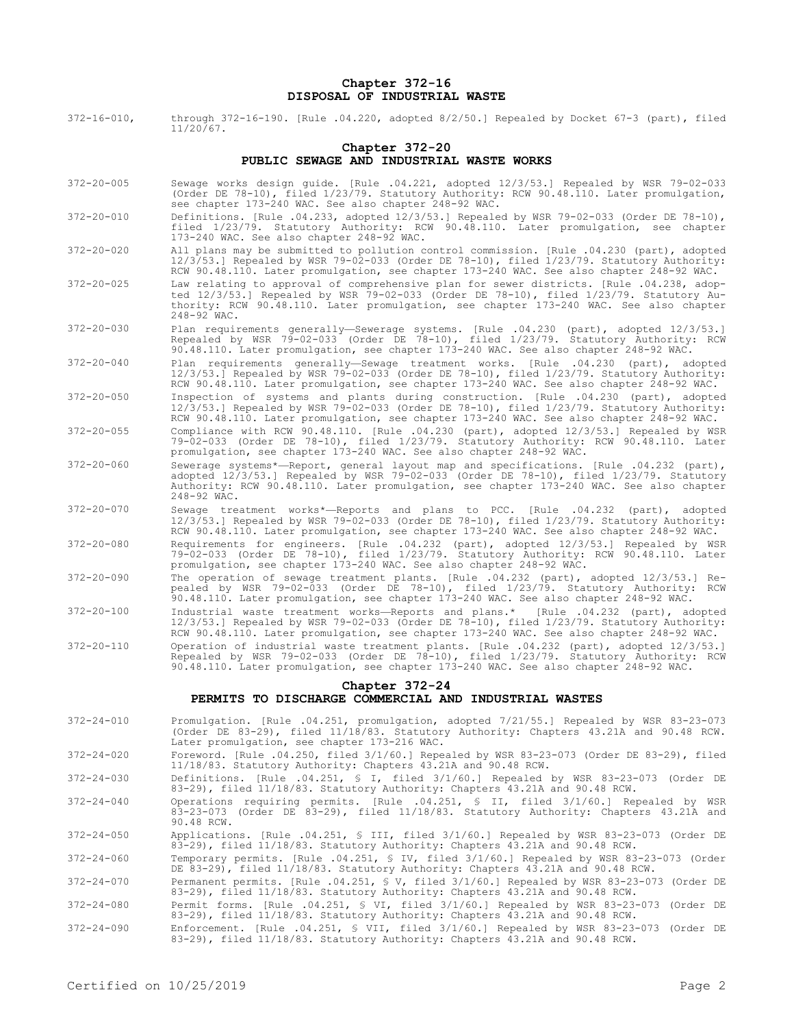## Chapter 372-16
## DISPOSAL OF INDUSTRIAL WASTE

372-16-010, through 372-16-190. [Rule .04.220, adopted 8/2/50.] Repealed by Docket 67-3 (part), filed 11/20/67.

## Chapter 372-20
## PUBLIC SEWAGE AND INDUSTRIAL WASTE WORKS

372-20-005 Sewage works design guide. [Rule .04.221, adopted 12/3/53.] Repealed by WSR 79-02-033 (Order DE 78-10), filed 1/23/79. Statutory Authority: RCW 90.48.110. Later promulgation, see chapter 173-240 WAC. See also chapter 248-92 WAC.

372-20-010 Definitions. [Rule .04.233, adopted 12/3/53.] Repealed by WSR 79-02-033 (Order DE 78-10), filed 1/23/79. Statutory Authority: RCW 90.48.110. Later promulgation, see chapter 173-240 WAC. See also chapter 248-92 WAC.

372-20-020 All plans may be submitted to pollution control commission. [Rule .04.230 (part), adopted 12/3/53.] Repealed by WSR 79-02-033 (Order DE 78-10), filed 1/23/79. Statutory Authority: RCW 90.48.110. Later promulgation, see chapter 173-240 WAC. See also chapter 248-92 WAC.

372-20-025 Law relating to approval of comprehensive plan for sewer districts. [Rule .04.238, adopted 12/3/53.] Repealed by WSR 79-02-033 (Order DE 78-10), filed 1/23/79. Statutory Authority: RCW 90.48.110. Later promulgation, see chapter 173-240 WAC. See also chapter 248-92 WAC.

372-20-030 Plan requirements generally—Sewerage systems. [Rule .04.230 (part), adopted 12/3/53.] Repealed by WSR 79-02-033 (Order DE 78-10), filed 1/23/79. Statutory Authority: RCW 90.48.110. Later promulgation, see chapter 173-240 WAC. See also chapter 248-92 WAC.

372-20-040 Plan requirements generally—Sewage treatment works. [Rule .04.230 (part), adopted 12/3/53.] Repealed by WSR 79-02-033 (Order DE 78-10), filed 1/23/79. Statutory Authority: RCW 90.48.110. Later promulgation, see chapter 173-240 WAC. See also chapter 248-92 WAC.

372-20-050 Inspection of systems and plants during construction. [Rule .04.230 (part), adopted 12/3/53.] Repealed by WSR 79-02-033 (Order DE 78-10), filed 1/23/79. Statutory Authority: RCW 90.48.110. Later promulgation, see chapter 173-240 WAC. See also chapter 248-92 WAC.

372-20-055 Compliance with RCW 90.48.110. [Rule .04.230 (part), adopted 12/3/53.] Repealed by WSR 79-02-033 (Order DE 78-10), filed 1/23/79. Statutory Authority: RCW 90.48.110. Later promulgation, see chapter 173-240 WAC. See also chapter 248-92 WAC.

372-20-060 Sewerage systems*—Report, general layout map and specifications. [Rule .04.232 (part), adopted 12/3/53.] Repealed by WSR 79-02-033 (Order DE 78-10), filed 1/23/79. Statutory Authority: RCW 90.48.110. Later promulgation, see chapter 173-240 WAC. See also chapter 248-92 WAC.

372-20-070 Sewage treatment works*—Reports and plans to PCC. [Rule .04.232 (part), adopted 12/3/53.] Repealed by WSR 79-02-033 (Order DE 78-10), filed 1/23/79. Statutory Authority: RCW 90.48.110. Later promulgation, see chapter 173-240 WAC. See also chapter 248-92 WAC.

372-20-080 Requirements for engineers. [Rule .04.232 (part), adopted 12/3/53.] Repealed by WSR 79-02-033 (Order DE 78-10), filed 1/23/79. Statutory Authority: RCW 90.48.110. Later promulgation, see chapter 173-240 WAC. See also chapter 248-92 WAC.

372-20-090 The operation of sewage treatment plants. [Rule .04.232 (part), adopted 12/3/53.] Repealed by WSR 79-02-033 (Order DE 78-10), filed 1/23/79. Statutory Authority: RCW 90.48.110. Later promulgation, see chapter 173-240 WAC. See also chapter 248-92 WAC.

372-20-100 Industrial waste treatment works—Reports and plans.* [Rule .04.232 (part), adopted 12/3/53.] Repealed by WSR 79-02-033 (Order DE 78-10), filed 1/23/79. Statutory Authority: RCW 90.48.110. Later promulgation, see chapter 173-240 WAC. See also chapter 248-92 WAC.

372-20-110 Operation of industrial waste treatment plants. [Rule .04.232 (part), adopted 12/3/53.] Repealed by WSR 79-02-033 (Order DE 78-10), filed 1/23/79. Statutory Authority: RCW 90.48.110. Later promulgation, see chapter 173-240 WAC. See also chapter 248-92 WAC.

## Chapter 372-24
## PERMITS TO DISCHARGE COMMERCIAL AND INDUSTRIAL WASTES

372-24-010 Promulgation. [Rule .04.251, promulgation, adopted 7/21/55.] Repealed by WSR 83-23-073 (Order DE 83-29), filed 11/18/83. Statutory Authority: Chapters 43.21A and 90.48 RCW. Later promulgation, see chapter 173-216 WAC.

372-24-020 Foreword. [Rule .04.250, filed 3/1/60.] Repealed by WSR 83-23-073 (Order DE 83-29), filed 11/18/83. Statutory Authority: Chapters 43.21A and 90.48 RCW.

372-24-030 Definitions. [Rule .04.251, § I, filed 3/1/60.] Repealed by WSR 83-23-073 (Order DE 83-29), filed 11/18/83. Statutory Authority: Chapters 43.21A and 90.48 RCW.

372-24-040 Operations requiring permits. [Rule .04.251, § II, filed 3/1/60.] Repealed by WSR 83-23-073 (Order DE 83-29), filed 11/18/83. Statutory Authority: Chapters 43.21A and 90.48 RCW.

372-24-050 Applications. [Rule .04.251, § III, filed 3/1/60.] Repealed by WSR 83-23-073 (Order DE 83-29), filed 11/18/83. Statutory Authority: Chapters 43.21A and 90.48 RCW.

372-24-060 Temporary permits. [Rule .04.251, § IV, filed 3/1/60.] Repealed by WSR 83-23-073 (Order DE 83-29), filed 11/18/83. Statutory Authority: Chapters 43.21A and 90.48 RCW.

372-24-070 Permanent permits. [Rule .04.251, § V, filed 3/1/60.] Repealed by WSR 83-23-073 (Order DE 83-29), filed 11/18/83. Statutory Authority: Chapters 43.21A and 90.48 RCW.

372-24-080 Permit forms. [Rule .04.251, § VI, filed 3/1/60.] Repealed by WSR 83-23-073 (Order DE 83-29), filed 11/18/83. Statutory Authority: Chapters 43.21A and 90.48 RCW.

372-24-090 Enforcement. [Rule .04.251, § VII, filed 3/1/60.] Repealed by WSR 83-23-073 (Order DE 83-29), filed 11/18/83. Statutory Authority: Chapters 43.21A and 90.48 RCW.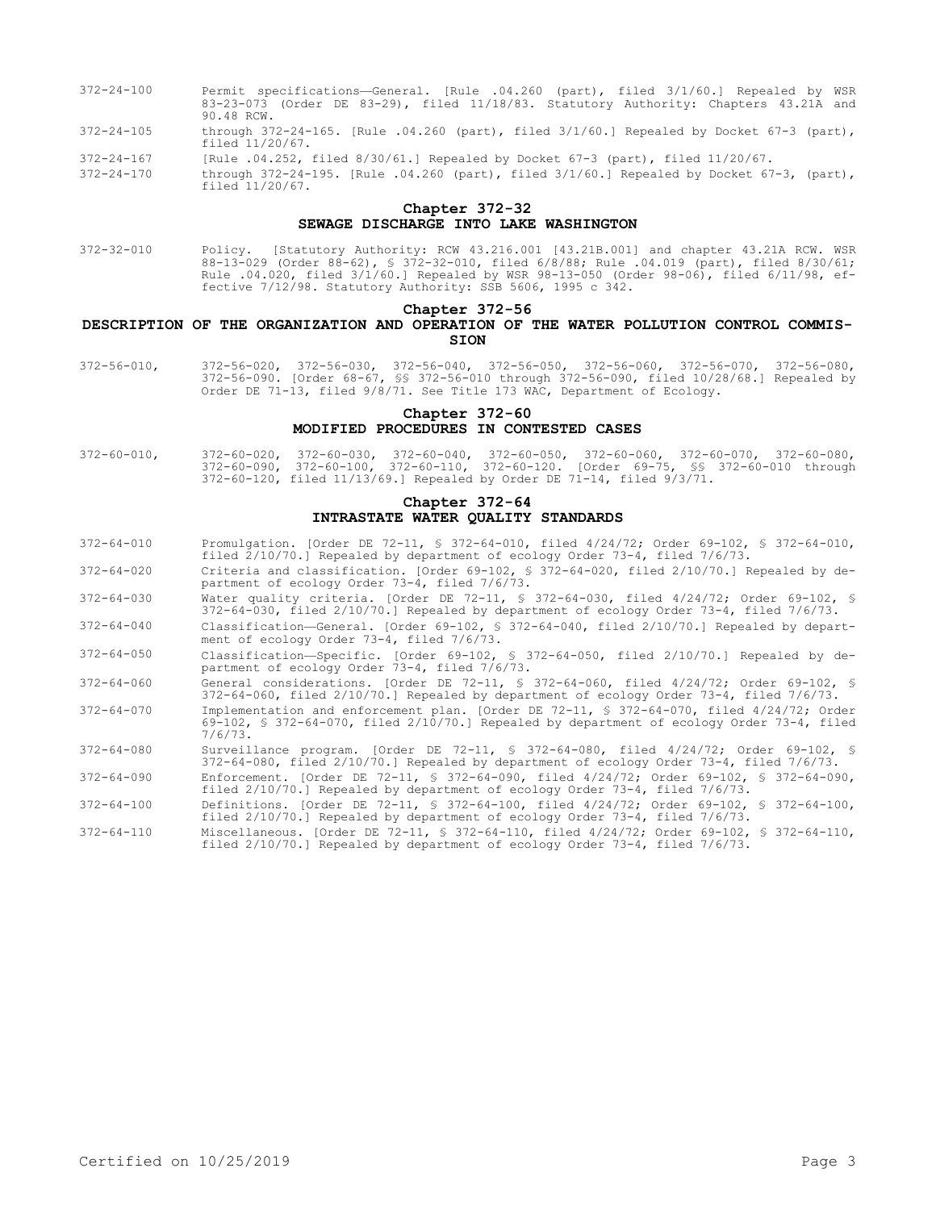372-24-100 Permit specifications—General. [Rule .04.260 (part), filed 3/1/60.] Repealed by WSR 83-23-073 (Order DE 83-29), filed 11/18/83. Statutory Authority: Chapters 43.21A and 90.48 RCW.

372-24-105 through 372-24-165. [Rule .04.260 (part), filed 3/1/60.] Repealed by Docket 67-3 (part), filed 11/20/67.

372-24-167 [Rule .04.252, filed 8/30/61.] Repealed by Docket 67-3 (part), filed 11/20/67.

372-24-170 through 372-24-195. [Rule .04.260 (part), filed 3/1/60.] Repealed by Docket 67-3, (part), filed 11/20/67.

## Chapter 372-32
## SEWAGE DISCHARGE INTO LAKE WASHINGTON

372-32-010 Policy. [Statutory Authority: RCW 43.216.001 [43.21B.001] and chapter 43.21A RCW. WSR 88-13-029 (Order 88-62), § 372-32-010, filed 6/8/88; Rule .04.019 (part), filed 8/30/61; Rule .04.020, filed 3/1/60.] Repealed by WSR 98-13-050 (Order 98-06), filed 6/11/98, effective 7/12/98. Statutory Authority: SSB 5606, 1995 c 342.

## Chapter 372-56
## DESCRIPTION OF THE ORGANIZATION AND OPERATION OF THE WATER POLLUTION CONTROL COMMISSION

372-56-010, 372-56-020, 372-56-030, 372-56-040, 372-56-050, 372-56-060, 372-56-070, 372-56-080, 372-56-090. [Order 68-67, §§ 372-56-010 through 372-56-090, filed 10/28/68.] Repealed by Order DE 71-13, filed 9/8/71. See Title 173 WAC, Department of Ecology.

## Chapter 372-60
## MODIFIED PROCEDURES IN CONTESTED CASES

372-60-010, 372-60-020, 372-60-030, 372-60-040, 372-60-050, 372-60-060, 372-60-070, 372-60-080, 372-60-090, 372-60-100, 372-60-110, 372-60-120. [Order 69-75, §§ 372-60-010 through 372-60-120, filed 11/13/69.] Repealed by Order DE 71-14, filed 9/3/71.

## Chapter 372-64
## INTRASTATE WATER QUALITY STANDARDS

372-64-010 Promulgation. [Order DE 72-11, § 372-64-010, filed 4/24/72; Order 69-102, § 372-64-010, filed 2/10/70.] Repealed by department of ecology Order 73-4, filed 7/6/73.

372-64-020 Criteria and classification. [Order 69-102, § 372-64-020, filed 2/10/70.] Repealed by department of ecology Order 73-4, filed 7/6/73.

372-64-030 Water quality criteria. [Order DE 72-11, § 372-64-030, filed 4/24/72; Order 69-102, § 372-64-030, filed 2/10/70.] Repealed by department of ecology Order 73-4, filed 7/6/73.

372-64-040 Classification—General. [Order 69-102, § 372-64-040, filed 2/10/70.] Repealed by department of ecology Order 73-4, filed 7/6/73.

372-64-050 Classification—Specific. [Order 69-102, § 372-64-050, filed 2/10/70.] Repealed by department of ecology Order 73-4, filed 7/6/73.

372-64-060 General considerations. [Order DE 72-11, § 372-64-060, filed 4/24/72; Order 69-102, § 372-64-060, filed 2/10/70.] Repealed by department of ecology Order 73-4, filed 7/6/73.

372-64-070 Implementation and enforcement plan. [Order DE 72-11, § 372-64-070, filed 4/24/72; Order 69-102, § 372-64-070, filed 2/10/70.] Repealed by department of ecology Order 73-4, filed 7/6/73.

372-64-080 Surveillance program. [Order DE 72-11, § 372-64-080, filed 4/24/72; Order 69-102, § 372-64-080, filed 2/10/70.] Repealed by department of ecology Order 73-4, filed 7/6/73.

372-64-090 Enforcement. [Order DE 72-11, § 372-64-090, filed 4/24/72; Order 69-102, § 372-64-090, filed 2/10/70.] Repealed by department of ecology Order 73-4, filed 7/6/73.

372-64-100 Definitions. [Order DE 72-11, § 372-64-100, filed 4/24/72; Order 69-102, § 372-64-100, filed 2/10/70.] Repealed by department of ecology Order 73-4, filed 7/6/73.

372-64-110 Miscellaneous. [Order DE 72-11, § 372-64-110, filed 4/24/72; Order 69-102, § 372-64-110, filed 2/10/70.] Repealed by department of ecology Order 73-4, filed 7/6/73.